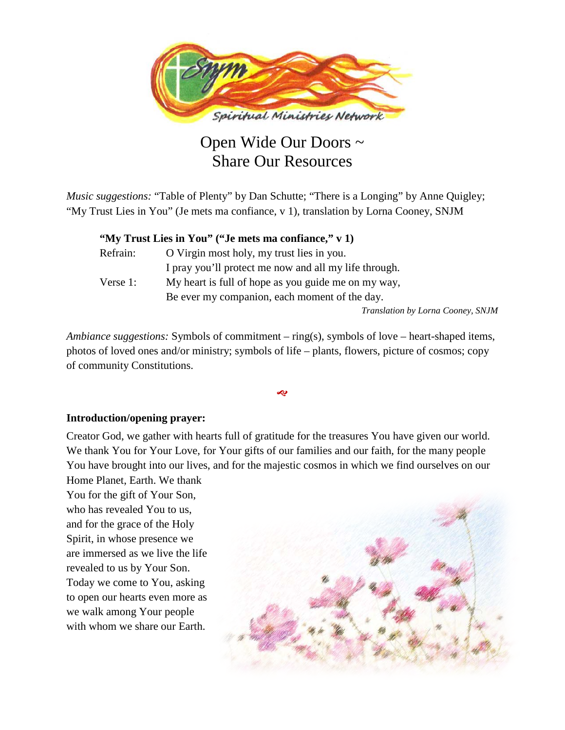Spiritual Ministries Network

# Open Wide Our Doors ~ Share Our Resources

*Music suggestions:* "Table of Plenty" by Dan Schutte; "There is a Longing" by Anne Quigley; "My Trust Lies in You" (Je mets ma confiance, v 1), translation by Lorna Cooney, SNJM

**"My Trust Lies in You" ("Je mets ma confiance," v 1)**

Refrain: O Virgin most holy, my trust lies in you.
I pray you'll protect me now and all my life through.

Verse 1: My heart is full of hope as you guide me on my way,
Be ever my companion, each moment of the day.

*Translation by Lorna Cooney, SNJM*

*Ambiance suggestions:* Symbols of commitment – ring(s), symbols of love – heart-shaped items, photos of loved ones and/or ministry; symbols of life – plants, flowers, picture of cosmos; copy of community Constitutions.

**Introduction/opening prayer:**

Creator God, we gather with hearts full of gratitude for the treasures You have given our world. We thank You for Your Love, for Your gifts of our families and our faith, for the many people You have brought into our lives, and for the majestic cosmos in which we find ourselves on our Home Planet, Earth. We thank You for the gift of Your Son, who has revealed You to us, and for the grace of the Holy Spirit, in whose presence we are immersed as we live the life revealed to us by Your Son. Today we come to You, asking to open our hearts even more as we walk among Your people with whom we share our Earth.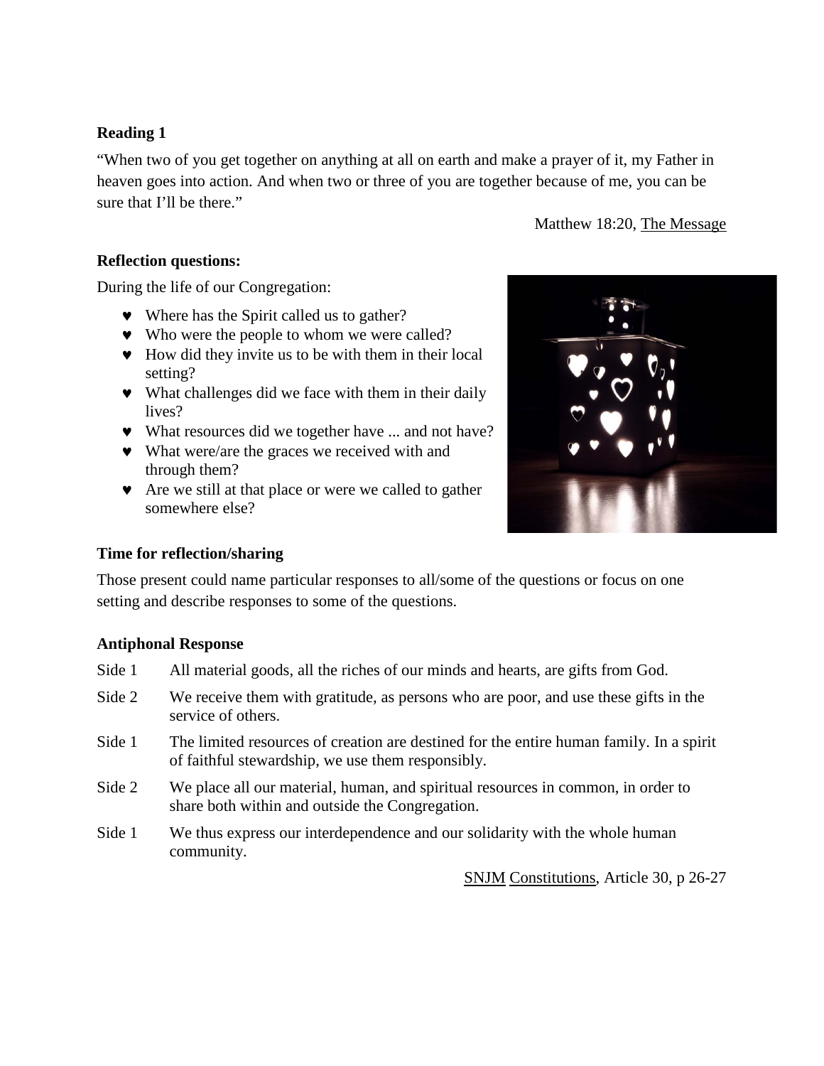**Reading 1**

"When two of you get together on anything at all on earth and make a prayer of it, my Father in heaven goes into action. And when two or three of you are together because of me, you can be sure that I'll be there."

Matthew 18:20, The Message

**Reflection questions:**

During the life of our Congregation:

- Where has the Spirit called us to gather?
- Who were the people to whom we were called?
- How did they invite us to be with them in their local setting?
- What challenges did we face with them in their daily lives?
- What resources did we together have ... and not have?
- What were/are the graces we received with and through them?
- Are we still at that place or were we called to gather somewhere else?

**Time for reflection/sharing**

Those present could name particular responses to all/some of the questions or focus on one setting and describe responses to some of the questions.

**Antiphonal Response**

Side 1 All material goods, all the riches of our minds and hearts, are gifts from God.

Side 2 We receive them with gratitude, as persons who are poor, and use these gifts in the service of others.

Side 1 The limited resources of creation are destined for the entire human family. In a spirit of faithful stewardship, we use them responsibly.

Side 2 We place all our material, human, and spiritual resources in common, in order to share both within and outside the Congregation.

Side 1 We thus express our interdependence and our solidarity with the whole human community.

SNJM Constitutions, Article 30, p 26-27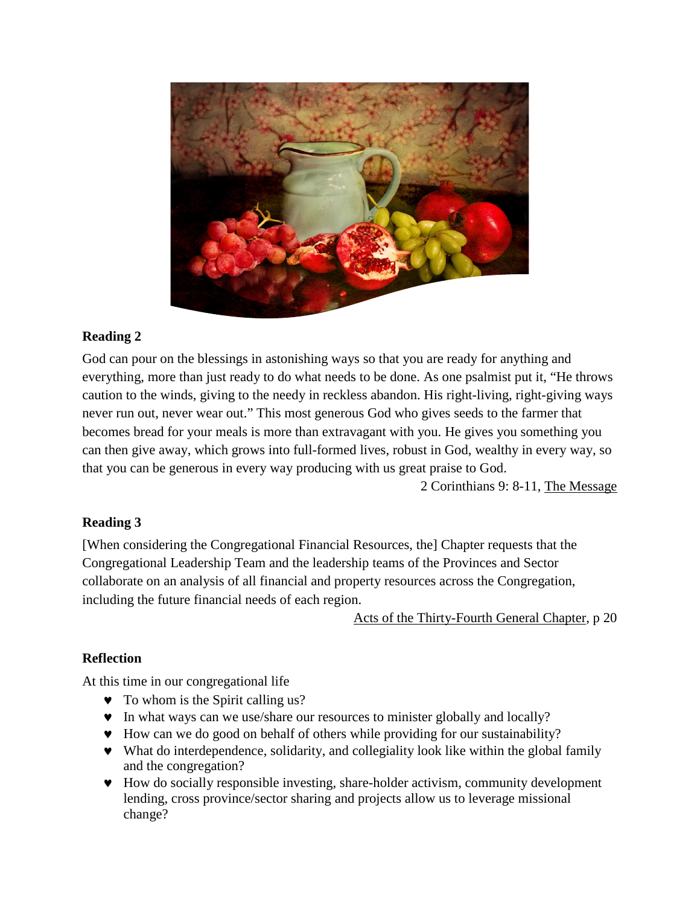**Reading 2**

God can pour on the blessings in astonishing ways so that you are ready for anything and everything, more than just ready to do what needs to be done. As one psalmist put it, “He throws caution to the winds, giving to the needy in reckless abandon. His right-living, right-giving ways never run out, never wear out.” This most generous God who gives seeds to the farmer that becomes bread for your meals is more than extravagant with you. He gives you something you can then give away, which grows into full-formed lives, robust in God, wealthy in every way, so that you can be generous in every way producing with us great praise to God.

2 Corinthians 9: 8-11, The Message

**Reading 3**

[When considering the Congregational Financial Resources, the] Chapter requests that the Congregational Leadership Team and the leadership teams of the Provinces and Sector collaborate on an analysis of all financial and property resources across the Congregation, including the future financial needs of each region.

Acts of the Thirty-Fourth General Chapter, p 20

**Reflection**

At this time in our congregational life

- To whom is the Spirit calling us?
- In what ways can we use/share our resources to minister globally and locally?
- How can we do good on behalf of others while providing for our sustainability?
- What do interdependence, solidarity, and collegiality look like within the global family and the congregation?
- How do socially responsible investing, share-holder activism, community development lending, cross province/sector sharing and projects allow us to leverage missional change?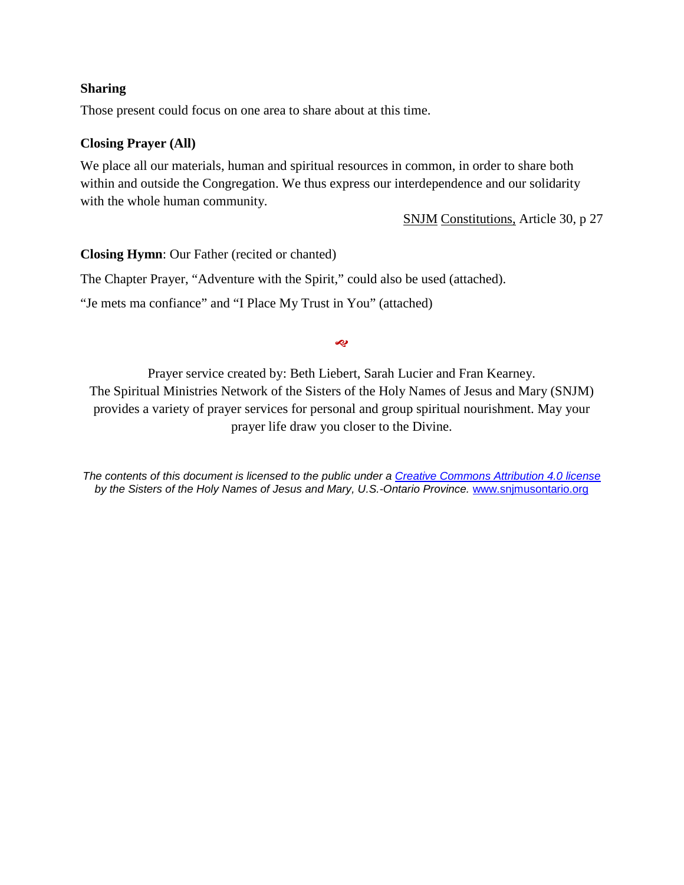**Sharing**

Those present could focus on one area to share about at this time.

**Closing Prayer (All)**

We place all our materials, human and spiritual resources in common, in order to share both within and outside the Congregation. We thus express our interdependence and our solidarity with the whole human community.

SNJM Constitutions, Article 30, p 27

**Closing Hymn**: Our Father (recited or chanted)

The Chapter Prayer, "Adventure with the Spirit," could also be used (attached).

"Je mets ma confiance" and "I Place My Trust in You" (attached)

Prayer service created by: Beth Liebert, Sarah Lucier and Fran Kearney.
The Spiritual Ministries Network of the Sisters of the Holy Names of Jesus and Mary (SNJM) provides a variety of prayer services for personal and group spiritual nourishment. May your prayer life draw you closer to the Divine.

*The contents of this document is licensed to the public under a [Creative Commons Attribution 4.0 license](https://creativecommons.org/licenses/by/4.0/) by the Sisters of the Holy Names of Jesus and Mary, U.S.-Ontario Province.* [www.snjmusontario.org](http://www.snjmusontario.org)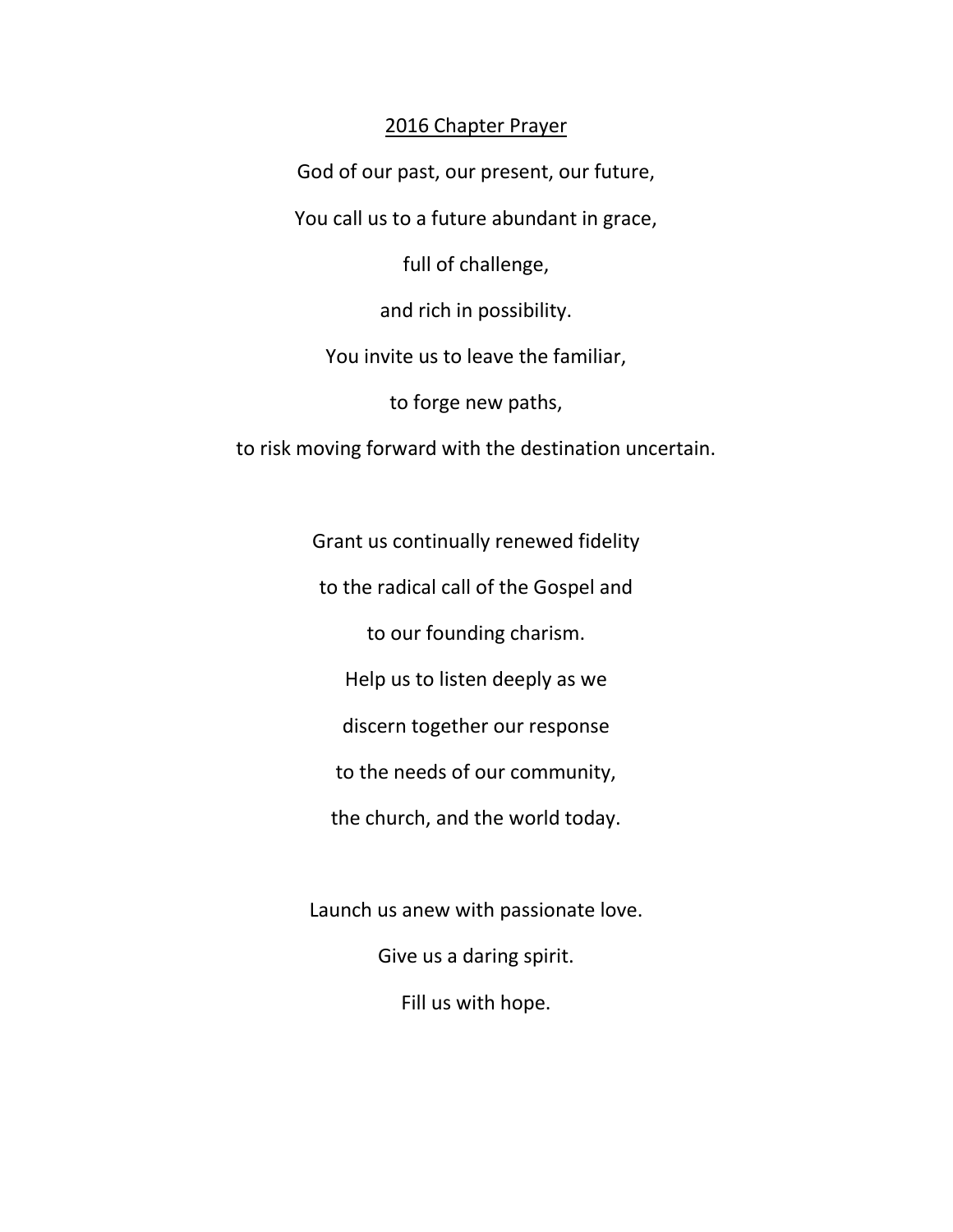## 2016 Chapter Prayer

God of our past, our present, our future,

You call us to a future abundant in grace,

full of challenge,

and rich in possibility.

You invite us to leave the familiar,

to forge new paths,

to risk moving forward with the destination uncertain.

Grant us continually renewed fidelity

to the radical call of the Gospel and

to our founding charism.

Help us to listen deeply as we

discern together our response

to the needs of our community,

the church, and the world today.

Launch us anew with passionate love.

Give us a daring spirit.

Fill us with hope.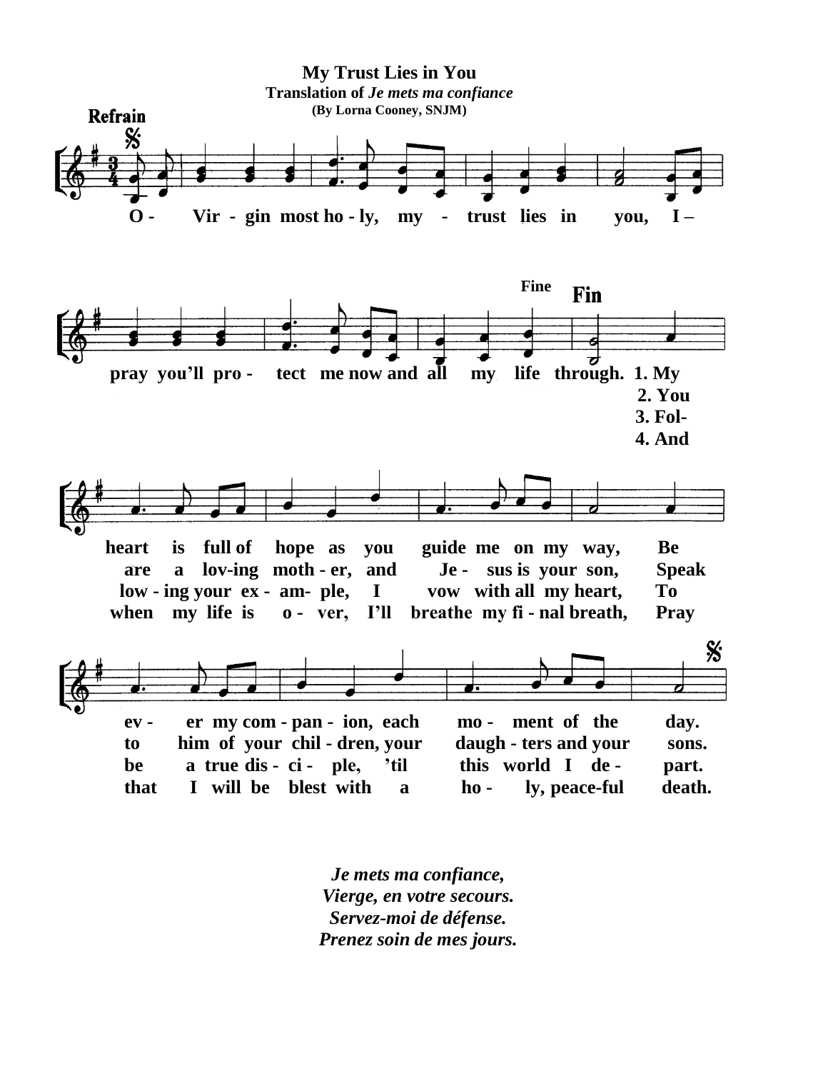# My Trust Lies in You

**Translation of *Je mets ma confiance***

**(By Lorna Cooney, SNJM)**

**Refrain**

O - Vir - gin most ho - ly, my - trust lies in you, I –

pray you'll pro - tect me now and all my life through. 1. My

2. You

3. Fol-

4. And

Fine

heart is full of hope as you guide me on my way, Be

are a lov-ing moth - er, and Je - sus is your son, Speak

low - ing your ex - am- ple, I vow with all my heart, To

when my life is o - ver, I'll breathe my fi - nal breath, Pray

ev - er my com - pan - ion, each mo - ment of the day.

to him of your chil - dren, your daugh - ters and your sons.

be a true dis - ci - ple, 'til this world I de - part.

that I will be blest with a ho - ly, peace-ful death.

***Je mets ma confiance,***
***Vierge, en votre secours.***
***Servez-moi de défense.***
***Prenez soin de mes jours.***